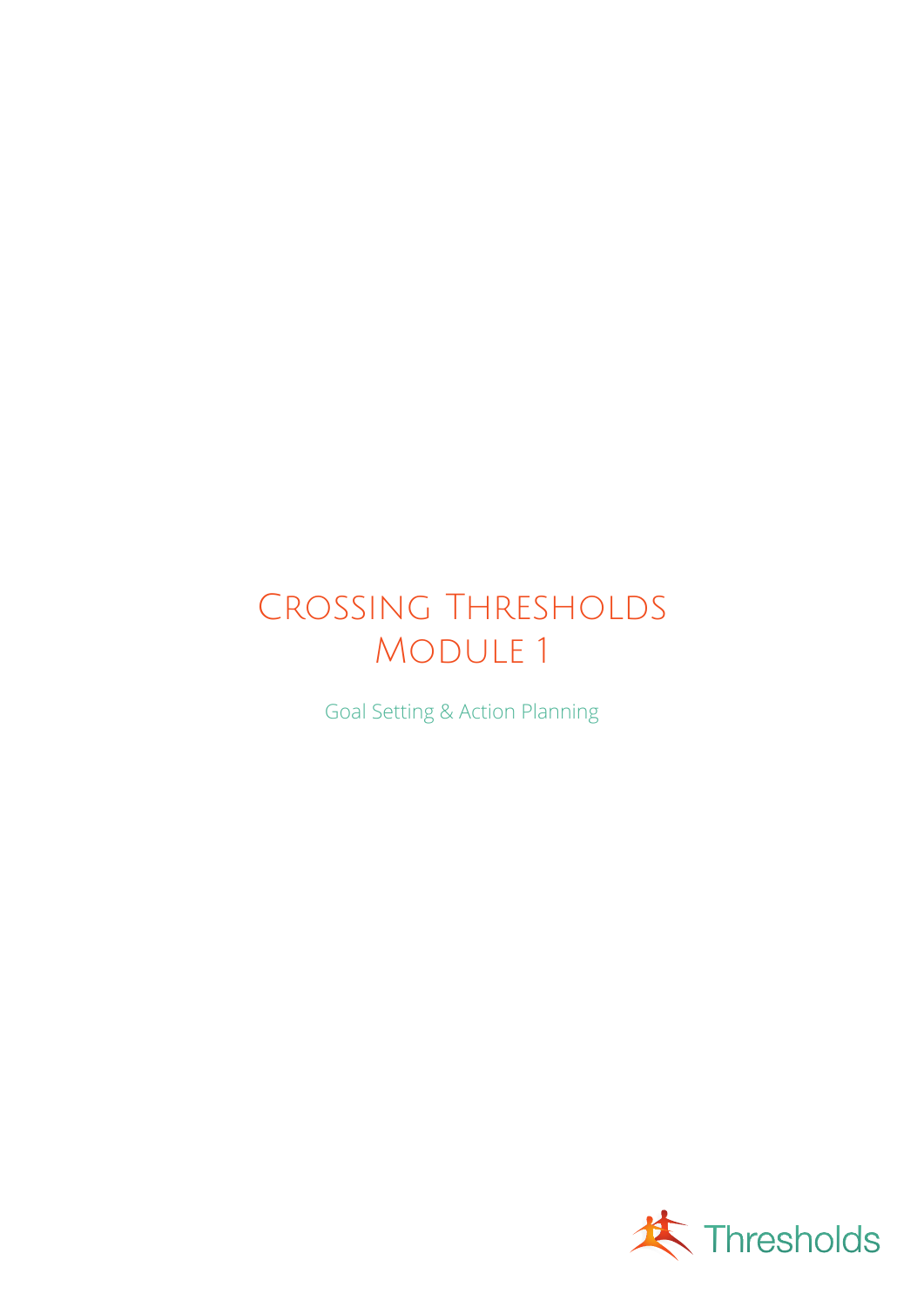# Crossing Thresholds Module 1

Goal Setting & Action Planning

Thresholds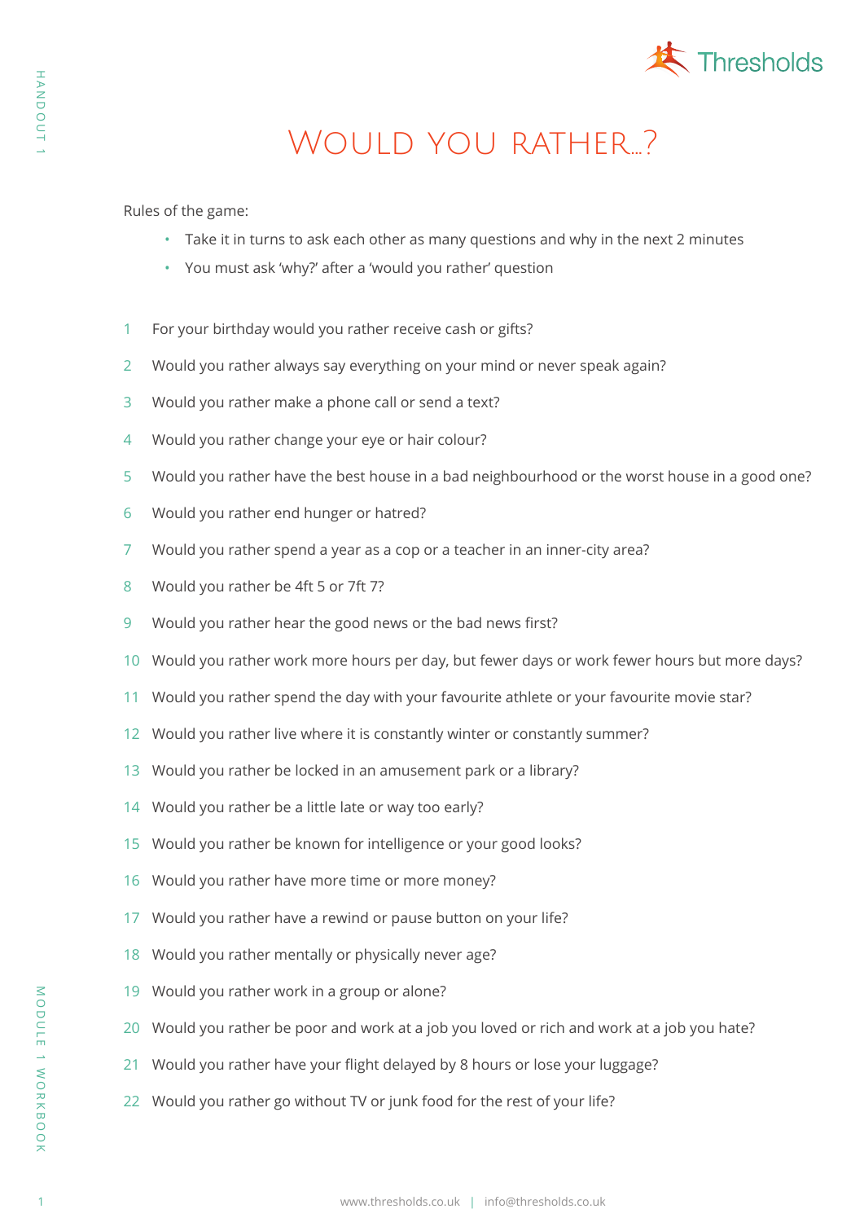# Would you rather...?

Rules of the game:

- Take it in turns to ask each other as many questions and why in the next 2 minutes
- You must ask 'why?' after a 'would you rather' question

1. For your birthday would you rather receive cash or gifts?
2. Would you rather always say everything on your mind or never speak again?
3. Would you rather make a phone call or send a text?
4. Would you rather change your eye or hair colour?
5. Would you rather have the best house in a bad neighbourhood or the worst house in a good one?
6. Would you rather end hunger or hatred?
7. Would you rather spend a year as a cop or a teacher in an inner-city area?
8. Would you rather be 4ft 5 or 7ft 7?
9. Would you rather hear the good news or the bad news first?
10. Would you rather work more hours per day, but fewer days or work fewer hours but more days?
11. Would you rather spend the day with your favourite athlete or your favourite movie star?
12. Would you rather live where it is constantly winter or constantly summer?
13. Would you rather be locked in an amusement park or a library?
14. Would you rather be a little late or way too early?
15. Would you rather be known for intelligence or your good looks?
16. Would you rather have more time or more money?
17. Would you rather have a rewind or pause button on your life?
18. Would you rather mentally or physically never age?
19. Would you rather work in a group or alone?
20. Would you rather be poor and work at a job you loved or rich and work at a job you hate?
21. Would you rather have your flight delayed by 8 hours or lose your luggage?
22. Would you rather go without TV or junk food for the rest of your life?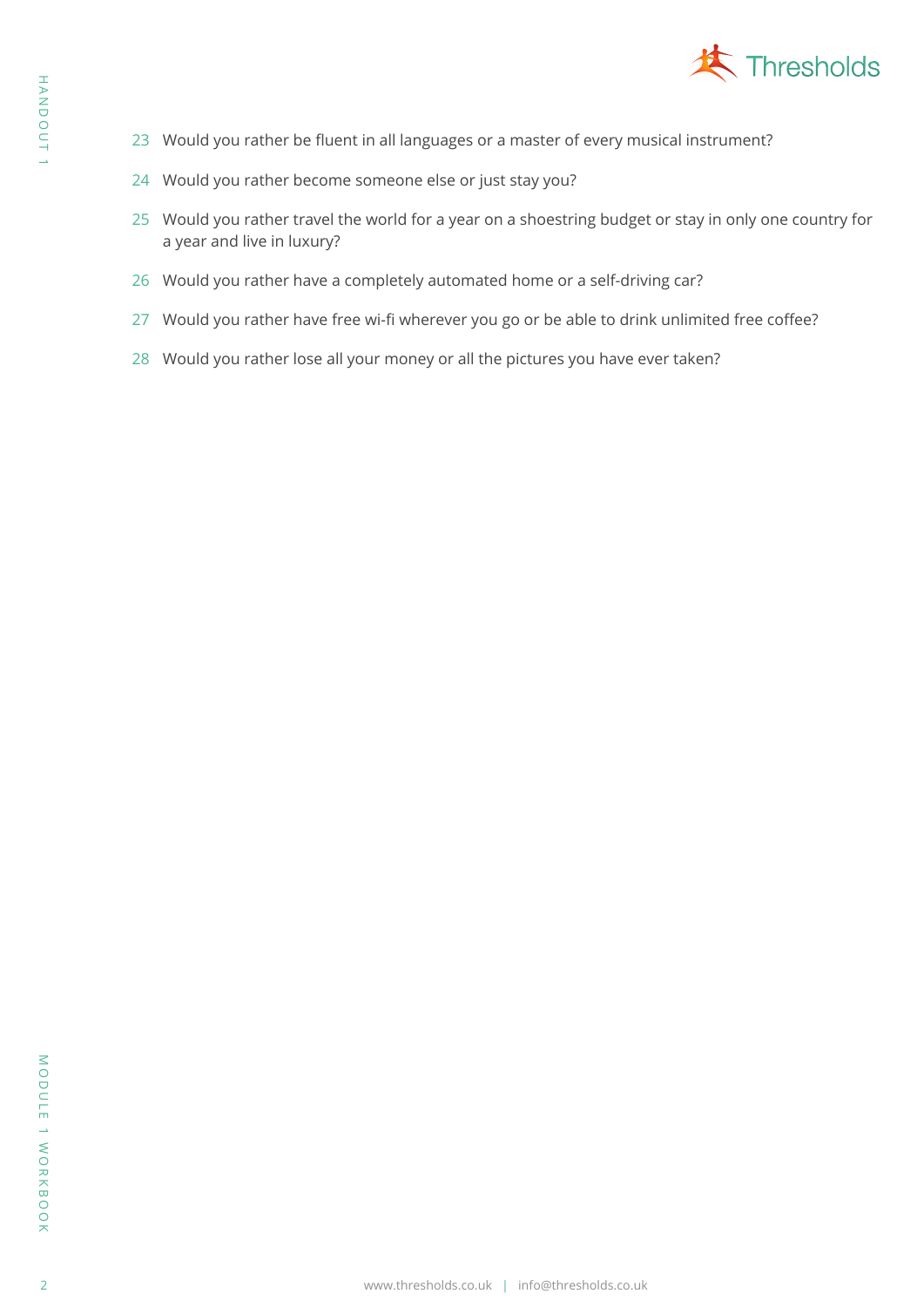23. Would you rather be fluent in all languages or a master of every musical instrument?
24. Would you rather become someone else or just stay you?
25. Would you rather travel the world for a year on a shoestring budget or stay in only one country for a year and live in luxury?
26. Would you rather have a completely automated home or a self-driving car?
27. Would you rather have free wi-fi wherever you go or be able to drink unlimited free coffee?
28. Would you rather lose all your money or all the pictures you have ever taken?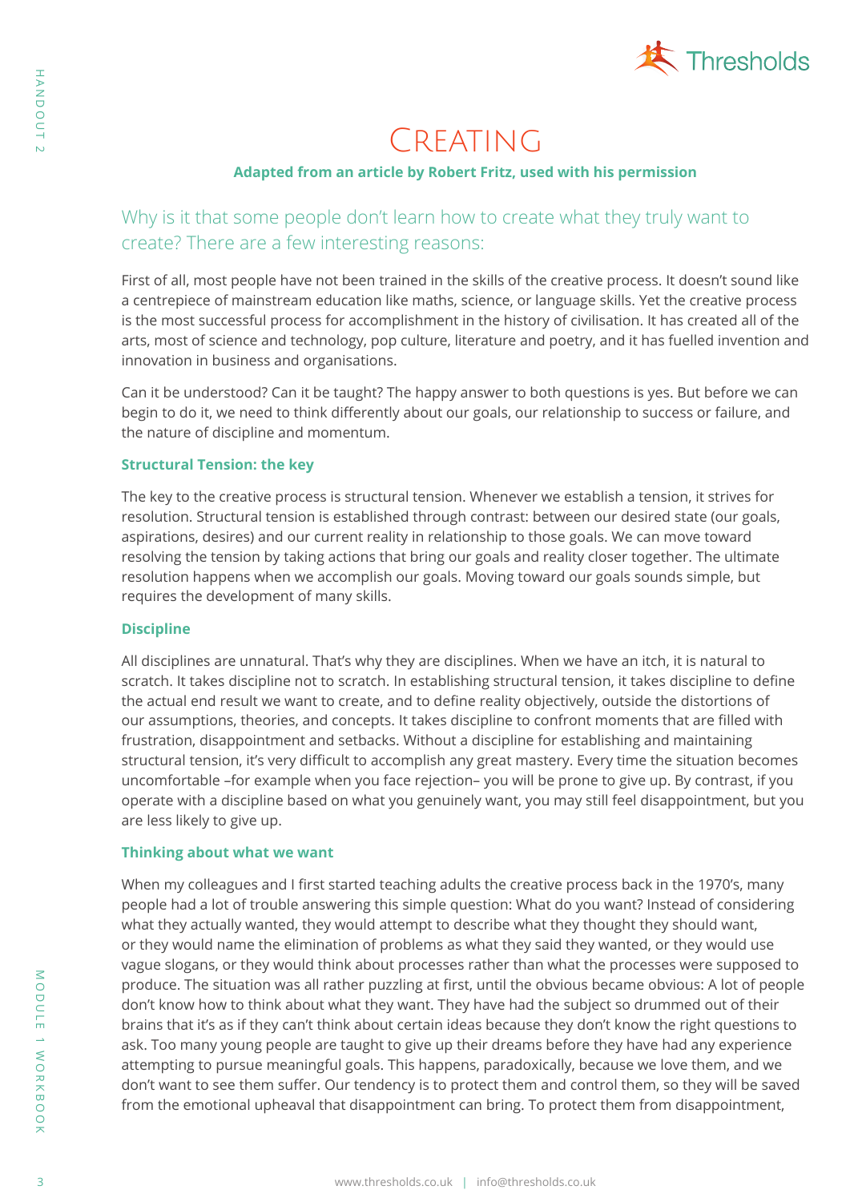# Creating

**Adapted from an article by Robert Fritz, used with his permission**

## Why is it that some people don't learn how to create what they truly want to create? There are a few interesting reasons:

First of all, most people have not been trained in the skills of the creative process. It doesn't sound like a centrepiece of mainstream education like maths, science, or language skills. Yet the creative process is the most successful process for accomplishment in the history of civilisation. It has created all of the arts, most of science and technology, pop culture, literature and poetry, and it has fuelled invention and innovation in business and organisations.

Can it be understood? Can it be taught? The happy answer to both questions is yes. But before we can begin to do it, we need to think differently about our goals, our relationship to success or failure, and the nature of discipline and momentum.

### Structural Tension: the key

The key to the creative process is structural tension. Whenever we establish a tension, it strives for resolution. Structural tension is established through contrast: between our desired state (our goals, aspirations, desires) and our current reality in relationship to those goals. We can move toward resolving the tension by taking actions that bring our goals and reality closer together. The ultimate resolution happens when we accomplish our goals. Moving toward our goals sounds simple, but requires the development of many skills.

### Discipline

All disciplines are unnatural. That's why they are disciplines. When we have an itch, it is natural to scratch. It takes discipline not to scratch. In establishing structural tension, it takes discipline to define the actual end result we want to create, and to define reality objectively, outside the distortions of our assumptions, theories, and concepts. It takes discipline to confront moments that are filled with frustration, disappointment and setbacks. Without a discipline for establishing and maintaining structural tension, it's very difficult to accomplish any great mastery. Every time the situation becomes uncomfortable –for example when you face rejection– you will be prone to give up. By contrast, if you operate with a discipline based on what you genuinely want, you may still feel disappointment, but you are less likely to give up.

### Thinking about what we want

When my colleagues and I first started teaching adults the creative process back in the 1970's, many people had a lot of trouble answering this simple question: What do you want? Instead of considering what they actually wanted, they would attempt to describe what they thought they should want, or they would name the elimination of problems as what they said they wanted, or they would use vague slogans, or they would think about processes rather than what the processes were supposed to produce. The situation was all rather puzzling at first, until the obvious became obvious: A lot of people don't know how to think about what they want. They have had the subject so drummed out of their brains that it's as if they can't think about certain ideas because they don't know the right questions to ask. Too many young people are taught to give up their dreams before they have had any experience attempting to pursue meaningful goals. This happens, paradoxically, because we love them, and we don't want to see them suffer. Our tendency is to protect them and control them, so they will be saved from the emotional upheaval that disappointment can bring. To protect them from disappointment,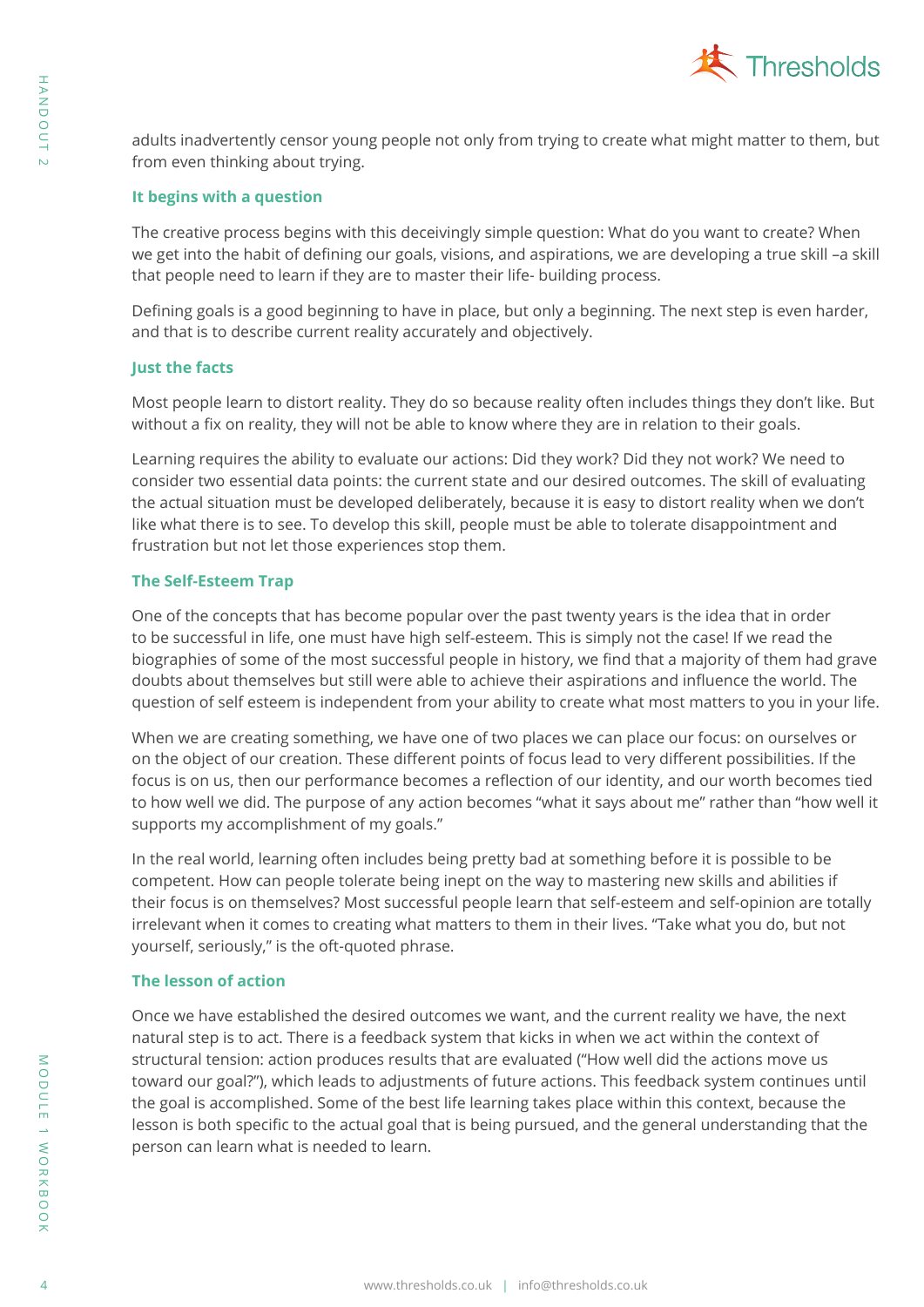adults inadvertently censor young people not only from trying to create what might matter to them, but from even thinking about trying.

### It begins with a question

The creative process begins with this deceivingly simple question: What do you want to create? When we get into the habit of defining our goals, visions, and aspirations, we are developing a true skill –a skill that people need to learn if they are to master their life- building process.

Defining goals is a good beginning to have in place, but only a beginning. The next step is even harder, and that is to describe current reality accurately and objectively.

### Just the facts

Most people learn to distort reality. They do so because reality often includes things they don't like. But without a fix on reality, they will not be able to know where they are in relation to their goals.

Learning requires the ability to evaluate our actions: Did they work? Did they not work? We need to consider two essential data points: the current state and our desired outcomes. The skill of evaluating the actual situation must be developed deliberately, because it is easy to distort reality when we don't like what there is to see. To develop this skill, people must be able to tolerate disappointment and frustration but not let those experiences stop them.

### The Self-Esteem Trap

One of the concepts that has become popular over the past twenty years is the idea that in order to be successful in life, one must have high self-esteem. This is simply not the case! If we read the biographies of some of the most successful people in history, we find that a majority of them had grave doubts about themselves but still were able to achieve their aspirations and influence the world. The question of self esteem is independent from your ability to create what most matters to you in your life.

When we are creating something, we have one of two places we can place our focus: on ourselves or on the object of our creation. These different points of focus lead to very different possibilities. If the focus is on us, then our performance becomes a reflection of our identity, and our worth becomes tied to how well we did. The purpose of any action becomes "what it says about me" rather than "how well it supports my accomplishment of my goals."

In the real world, learning often includes being pretty bad at something before it is possible to be competent. How can people tolerate being inept on the way to mastering new skills and abilities if their focus is on themselves? Most successful people learn that self-esteem and self-opinion are totally irrelevant when it comes to creating what matters to them in their lives. "Take what you do, but not yourself, seriously," is the oft-quoted phrase.

### The lesson of action

Once we have established the desired outcomes we want, and the current reality we have, the next natural step is to act. There is a feedback system that kicks in when we act within the context of structural tension: action produces results that are evaluated ("How well did the actions move us toward our goal?"), which leads to adjustments of future actions. This feedback system continues until the goal is accomplished. Some of the best life learning takes place within this context, because the lesson is both specific to the actual goal that is being pursued, and the general understanding that the person can learn what is needed to learn.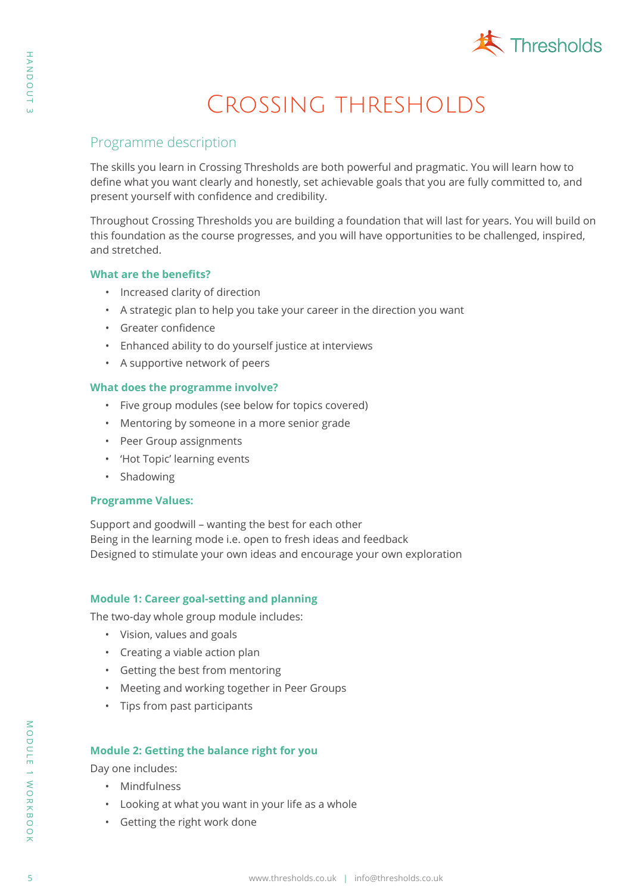# Crossing thresholds

## Programme description

The skills you learn in Crossing Thresholds are both powerful and pragmatic. You will learn how to define what you want clearly and honestly, set achievable goals that you are fully committed to, and present yourself with confidence and credibility.

Throughout Crossing Thresholds you are building a foundation that will last for years. You will build on this foundation as the course progresses, and you will have opportunities to be challenged, inspired, and stretched.

### What are the benefits?

- Increased clarity of direction
- A strategic plan to help you take your career in the direction you want
- Greater confidence
- Enhanced ability to do yourself justice at interviews
- A supportive network of peers

### What does the programme involve?

- Five group modules (see below for topics covered)
- Mentoring by someone in a more senior grade
- Peer Group assignments
- 'Hot Topic' learning events
- Shadowing

### Programme Values:

Support and goodwill – wanting the best for each other
Being in the learning mode i.e. open to fresh ideas and feedback
Designed to stimulate your own ideas and encourage your own exploration

### Module 1: Career goal-setting and planning

The two-day whole group module includes:

- Vision, values and goals
- Creating a viable action plan
- Getting the best from mentoring
- Meeting and working together in Peer Groups
- Tips from past participants

### Module 2: Getting the balance right for you

Day one includes:

- Mindfulness
- Looking at what you want in your life as a whole
- Getting the right work done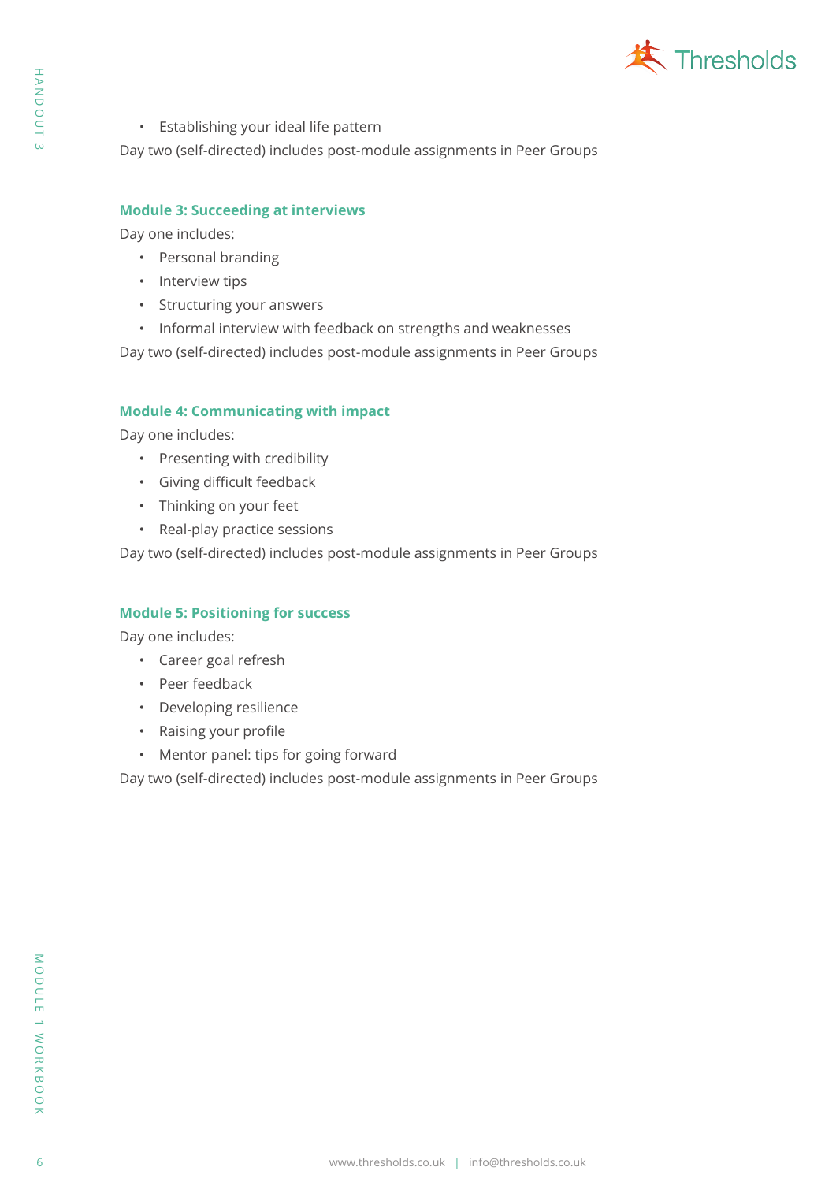- Establishing your ideal life pattern

Day two (self-directed) includes post-module assignments in Peer Groups

### Module 3: Succeeding at interviews

Day one includes:

- Personal branding
- Interview tips
- Structuring your answers
- Informal interview with feedback on strengths and weaknesses

Day two (self-directed) includes post-module assignments in Peer Groups

### Module 4: Communicating with impact

Day one includes:

- Presenting with credibility
- Giving difficult feedback
- Thinking on your feet
- Real-play practice sessions

Day two (self-directed) includes post-module assignments in Peer Groups

### Module 5: Positioning for success

Day one includes:

- Career goal refresh
- Peer feedback
- Developing resilience
- Raising your profile
- Mentor panel: tips for going forward

Day two (self-directed) includes post-module assignments in Peer Groups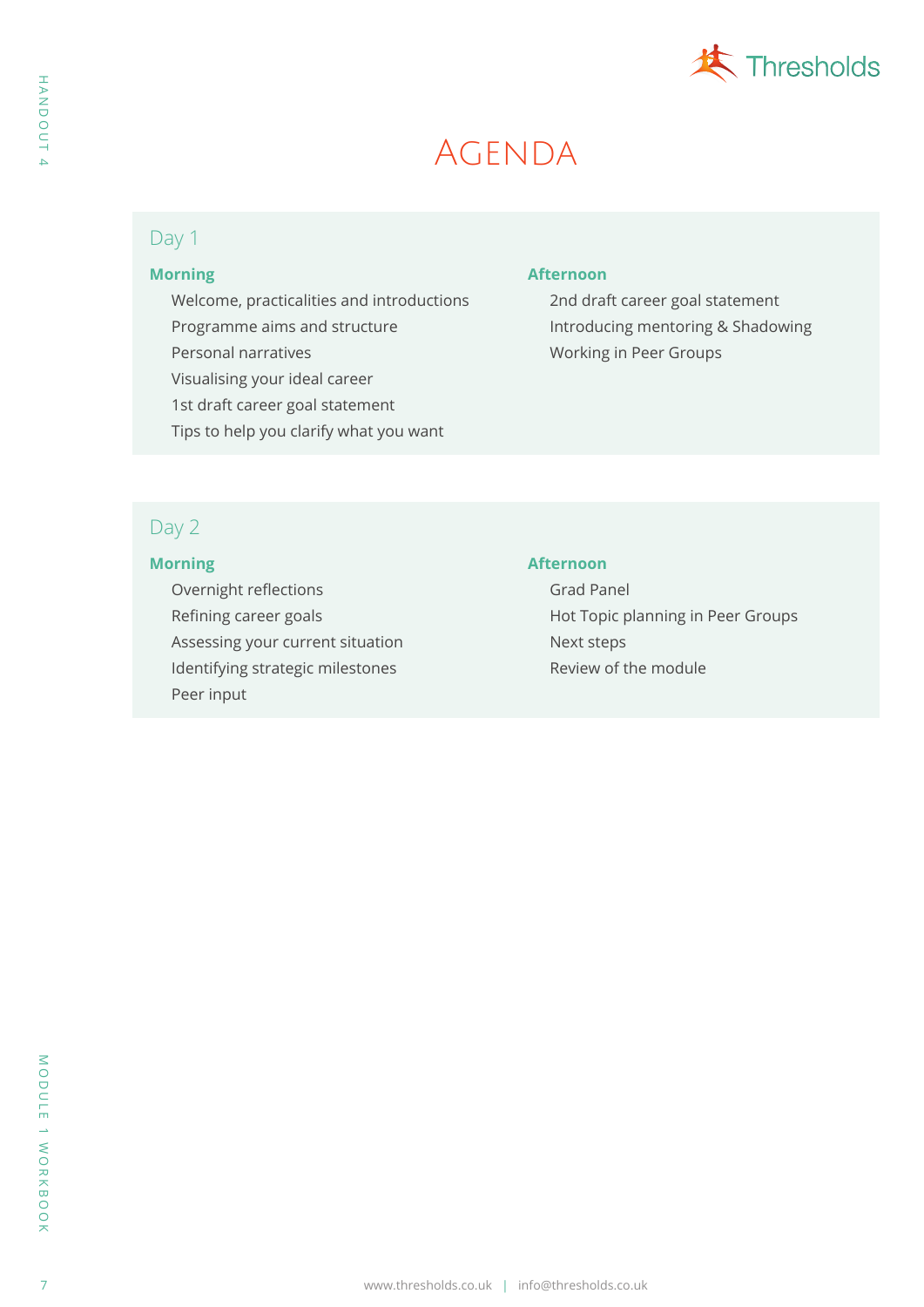# Agenda

## Day 1

### Morning

- Welcome, practicalities and introductions
- Programme aims and structure
- Personal narratives
- Visualising your ideal career
- 1st draft career goal statement
- Tips to help you clarify what you want

### Afternoon

- 2nd draft career goal statement
- Introducing mentoring & Shadowing
- Working in Peer Groups

## Day 2

### Morning

- Overnight reflections
- Refining career goals
- Assessing your current situation
- Identifying strategic milestones
- Peer input

### Afternoon

- Grad Panel
- Hot Topic planning in Peer Groups
- Next steps
- Review of the module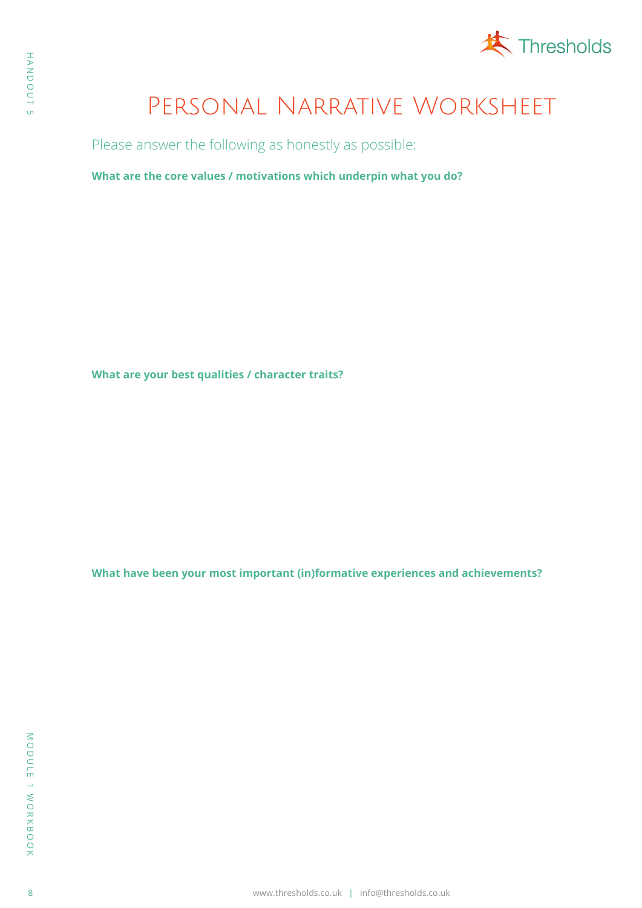# Personal Narrative Worksheet

Please answer the following as honestly as possible:

**What are the core values / motivations which underpin what you do?**

**What are your best qualities / character traits?**

**What have been your most important (in)formative experiences and achievements?**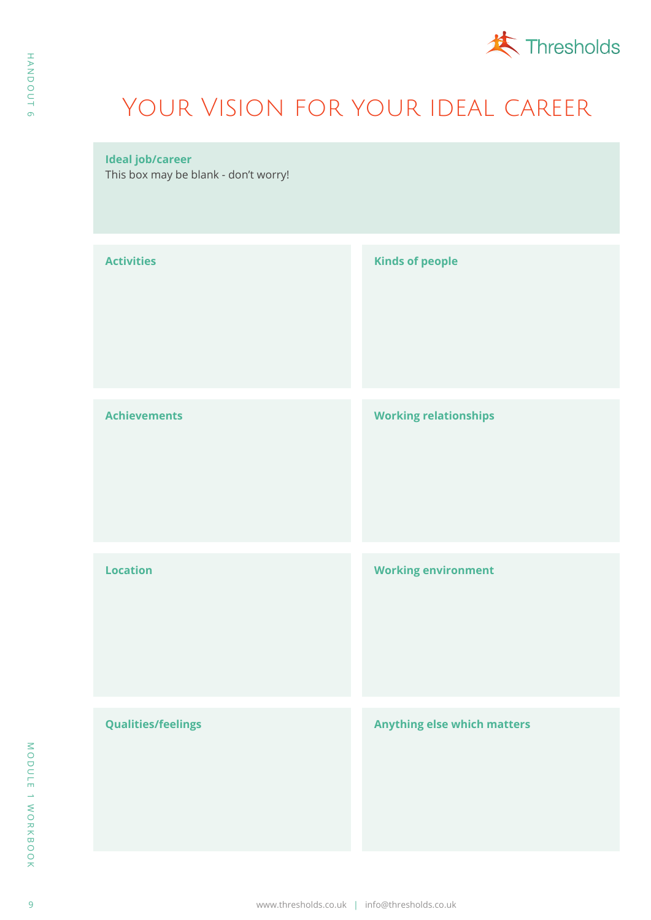# Your Vision for your ideal career

**Ideal job/career**
This box may be blank - don't worry!

**Activities**

**Kinds of people**

**Achievements**

**Working relationships**

**Location**

**Working environment**

**Qualities/feelings**

**Anything else which matters**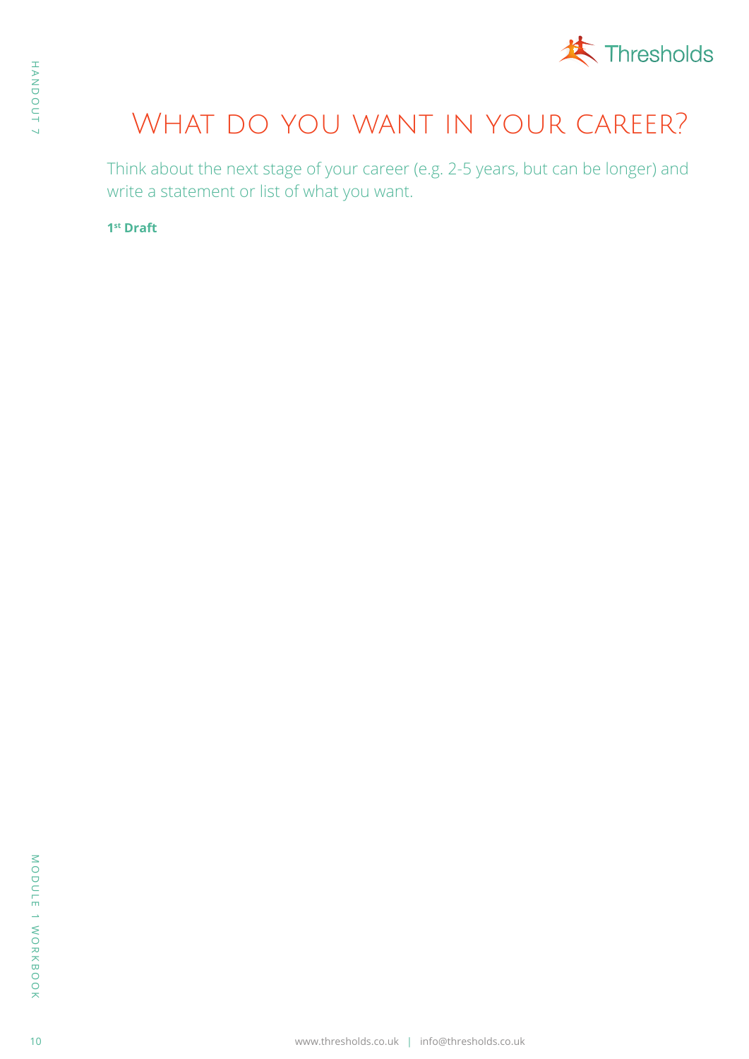# What do you want in your career?

Think about the next stage of your career (e.g. 2-5 years, but can be longer) and write a statement or list of what you want.

**1st Draft**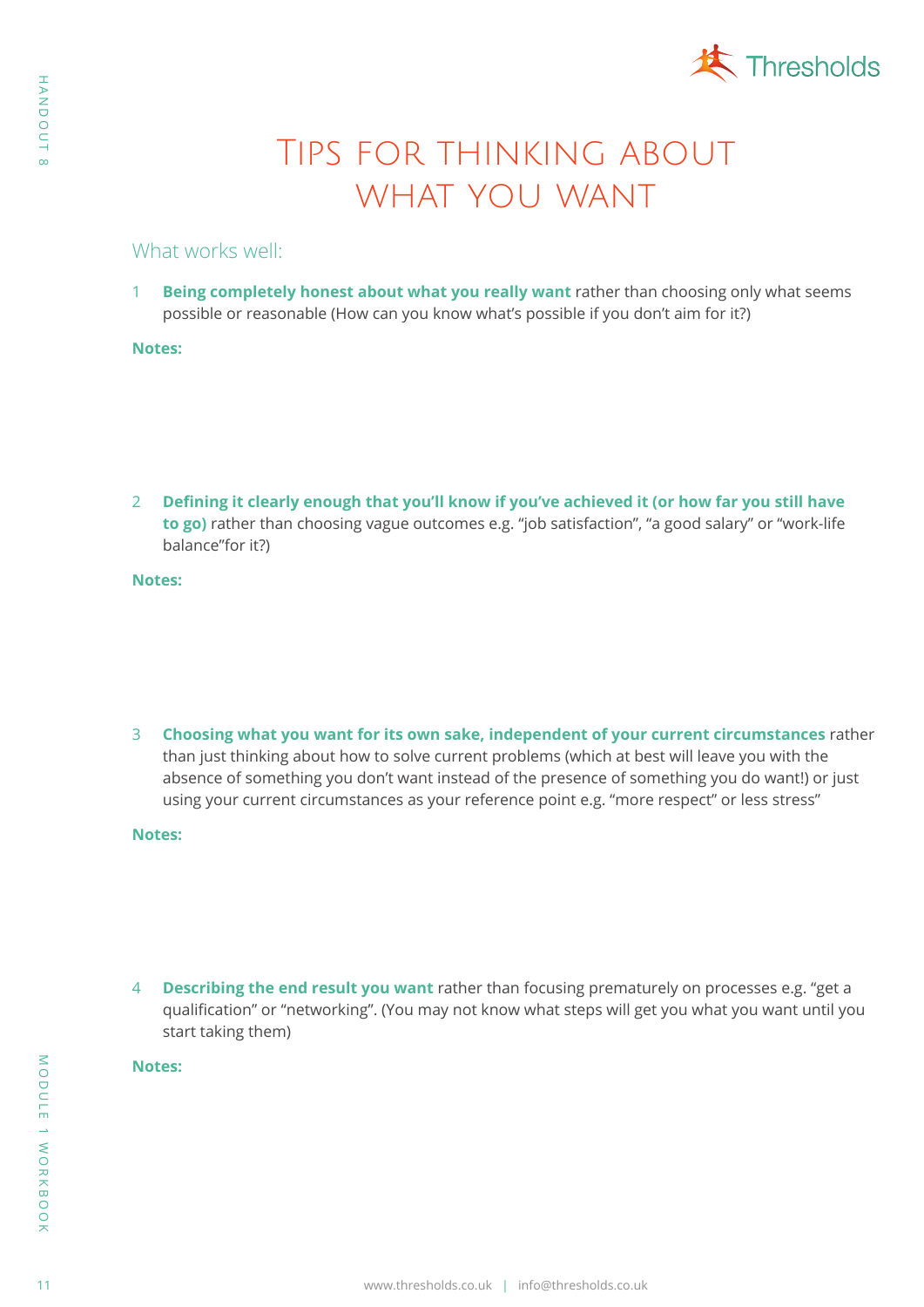# Tips for thinking about what you want

## What works well:

1. **Being completely honest about what you really want** rather than choosing only what seems possible or reasonable (How can you know what's possible if you don't aim for it?)

**Notes:**

2. **Defining it clearly enough that you'll know if you've achieved it (or how far you still have to go)** rather than choosing vague outcomes e.g. "job satisfaction", "a good salary" or "work-life balance"for it?)

**Notes:**

3. **Choosing what you want for its own sake, independent of your current circumstances** rather than just thinking about how to solve current problems (which at best will leave you with the absence of something you don't want instead of the presence of something you do want!) or just using your current circumstances as your reference point e.g. "more respect" or less stress"

**Notes:**

4. **Describing the end result you want** rather than focusing prematurely on processes e.g. "get a qualification" or "networking". (You may not know what steps will get you what you want until you start taking them)

**Notes:**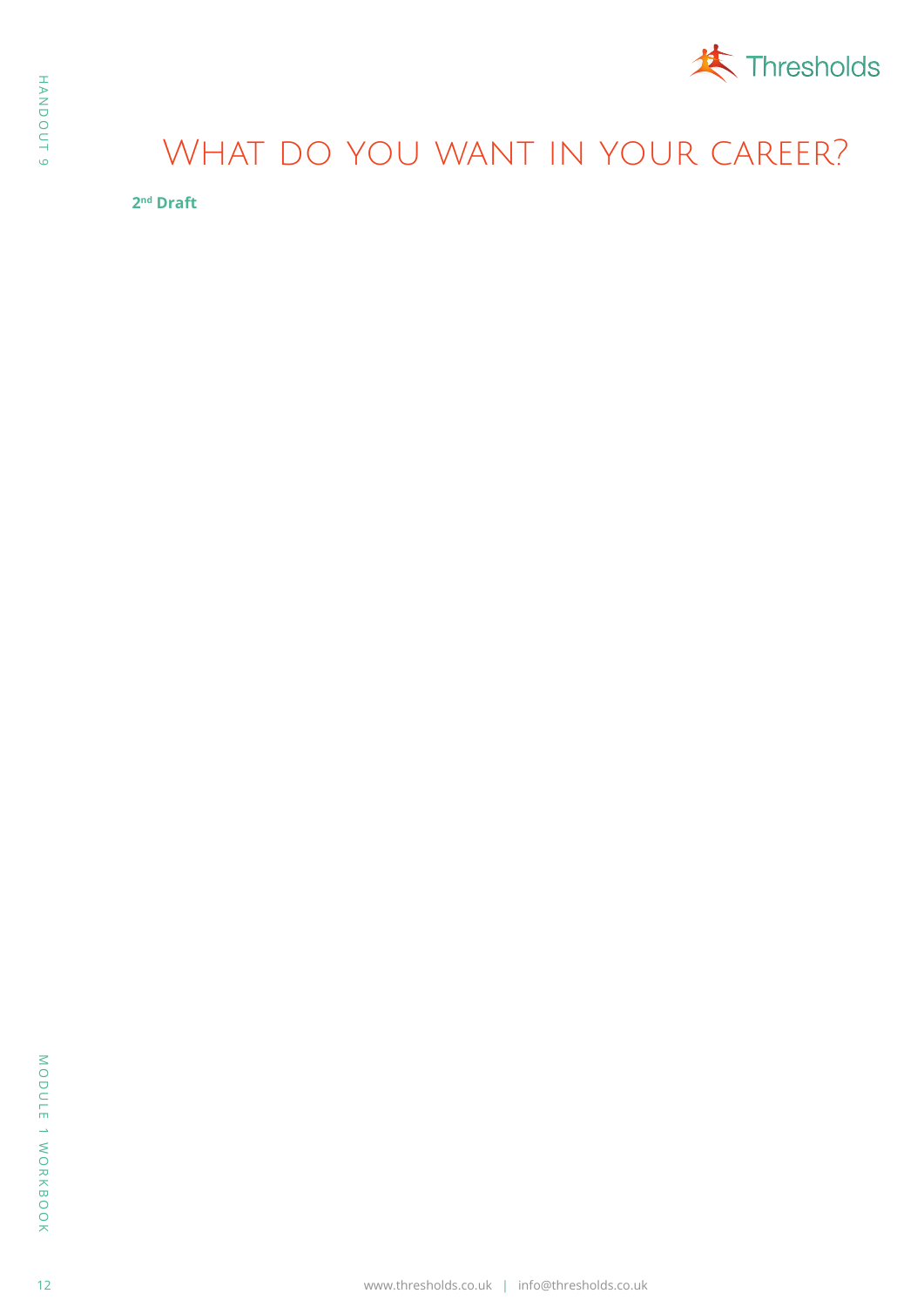# What do you want in your career?

**2nd Draft**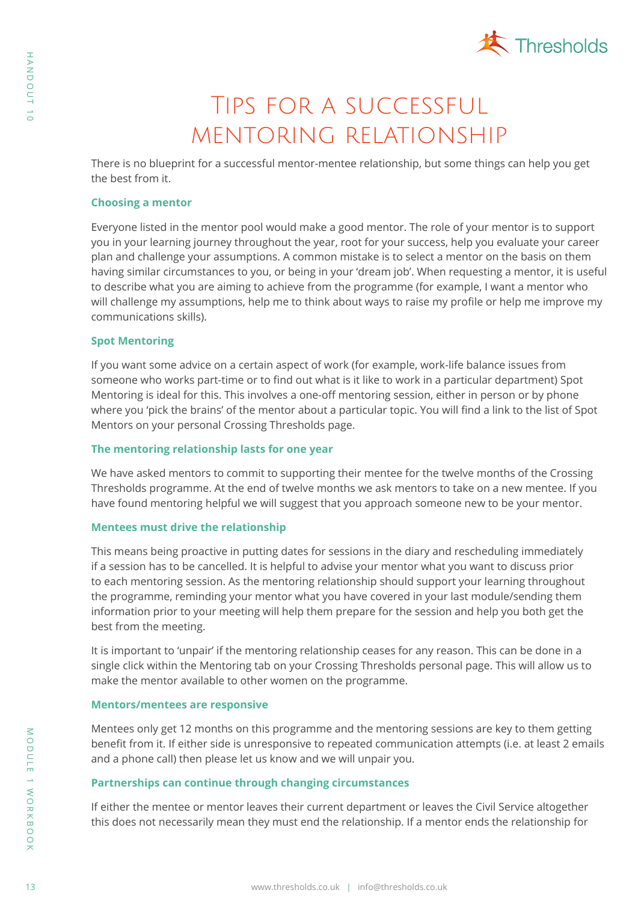# Tips for a successful mentoring relationship

There is no blueprint for a successful mentor-mentee relationship, but some things can help you get the best from it.

### Choosing a mentor

Everyone listed in the mentor pool would make a good mentor. The role of your mentor is to support you in your learning journey throughout the year, root for your success, help you evaluate your career plan and challenge your assumptions. A common mistake is to select a mentor on the basis on them having similar circumstances to you, or being in your 'dream job'. When requesting a mentor, it is useful to describe what you are aiming to achieve from the programme (for example, I want a mentor who will challenge my assumptions, help me to think about ways to raise my profile or help me improve my communications skills).

### Spot Mentoring

If you want some advice on a certain aspect of work (for example, work-life balance issues from someone who works part-time or to find out what is it like to work in a particular department) Spot Mentoring is ideal for this. This involves a one-off mentoring session, either in person or by phone where you 'pick the brains' of the mentor about a particular topic. You will find a link to the list of Spot Mentors on your personal Crossing Thresholds page.

### The mentoring relationship lasts for one year

We have asked mentors to commit to supporting their mentee for the twelve months of the Crossing Thresholds programme. At the end of twelve months we ask mentors to take on a new mentee. If you have found mentoring helpful we will suggest that you approach someone new to be your mentor.

### Mentees must drive the relationship

This means being proactive in putting dates for sessions in the diary and rescheduling immediately if a session has to be cancelled. It is helpful to advise your mentor what you want to discuss prior to each mentoring session. As the mentoring relationship should support your learning throughout the programme, reminding your mentor what you have covered in your last module/sending them information prior to your meeting will help them prepare for the session and help you both get the best from the meeting.

It is important to 'unpair' if the mentoring relationship ceases for any reason. This can be done in a single click within the Mentoring tab on your Crossing Thresholds personal page. This will allow us to make the mentor available to other women on the programme.

### Mentors/mentees are responsive

Mentees only get 12 months on this programme and the mentoring sessions are key to them getting benefit from it. If either side is unresponsive to repeated communication attempts (i.e. at least 2 emails and a phone call) then please let us know and we will unpair you.

### Partnerships can continue through changing circumstances

If either the mentee or mentor leaves their current department or leaves the Civil Service altogether this does not necessarily mean they must end the relationship. If a mentor ends the relationship for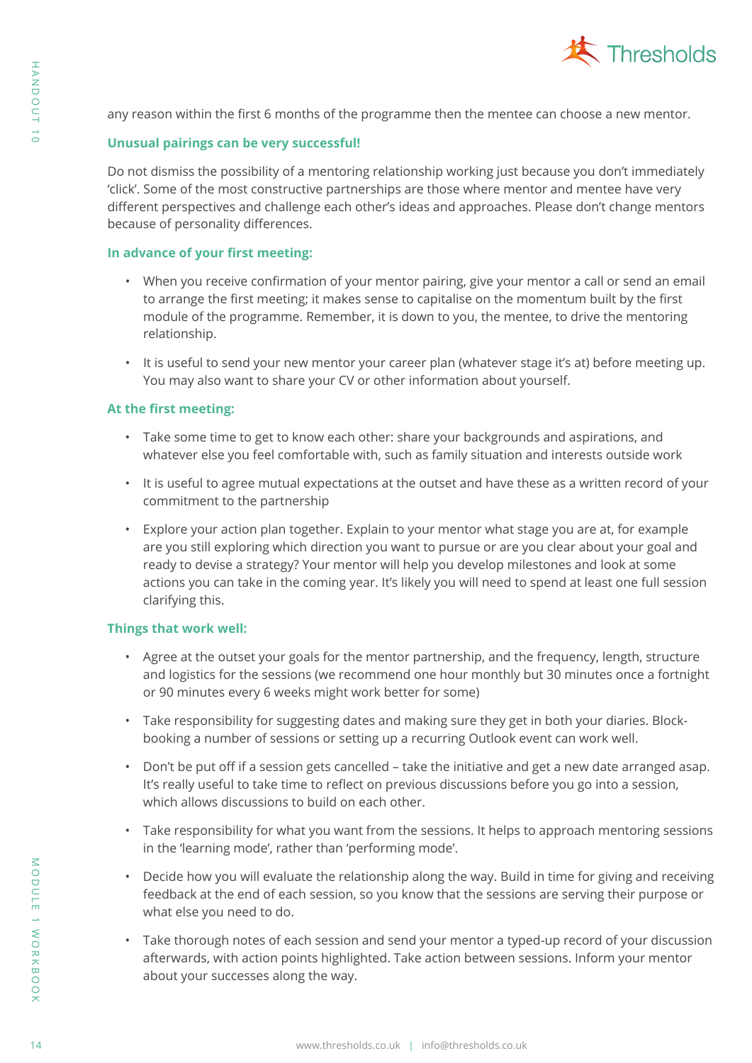any reason within the first 6 months of the programme then the mentee can choose a new mentor.

**Unusual pairings can be very successful!**

Do not dismiss the possibility of a mentoring relationship working just because you don't immediately 'click'. Some of the most constructive partnerships are those where mentor and mentee have very different perspectives and challenge each other's ideas and approaches. Please don't change mentors because of personality differences.

**In advance of your first meeting:**

- When you receive confirmation of your mentor pairing, give your mentor a call or send an email to arrange the first meeting; it makes sense to capitalise on the momentum built by the first module of the programme. Remember, it is down to you, the mentee, to drive the mentoring relationship.
- It is useful to send your new mentor your career plan (whatever stage it's at) before meeting up. You may also want to share your CV or other information about yourself.

**At the first meeting:**

- Take some time to get to know each other: share your backgrounds and aspirations, and whatever else you feel comfortable with, such as family situation and interests outside work
- It is useful to agree mutual expectations at the outset and have these as a written record of your commitment to the partnership
- Explore your action plan together. Explain to your mentor what stage you are at, for example are you still exploring which direction you want to pursue or are you clear about your goal and ready to devise a strategy? Your mentor will help you develop milestones and look at some actions you can take in the coming year. It's likely you will need to spend at least one full session clarifying this.

**Things that work well:**

- Agree at the outset your goals for the mentor partnership, and the frequency, length, structure and logistics for the sessions (we recommend one hour monthly but 30 minutes once a fortnight or 90 minutes every 6 weeks might work better for some)
- Take responsibility for suggesting dates and making sure they get in both your diaries. Block-booking a number of sessions or setting up a recurring Outlook event can work well.
- Don't be put off if a session gets cancelled – take the initiative and get a new date arranged asap. It's really useful to take time to reflect on previous discussions before you go into a session, which allows discussions to build on each other.
- Take responsibility for what you want from the sessions. It helps to approach mentoring sessions in the 'learning mode', rather than 'performing mode'.
- Decide how you will evaluate the relationship along the way. Build in time for giving and receiving feedback at the end of each session, so you know that the sessions are serving their purpose or what else you need to do.
- Take thorough notes of each session and send your mentor a typed-up record of your discussion afterwards, with action points highlighted. Take action between sessions. Inform your mentor about your successes along the way.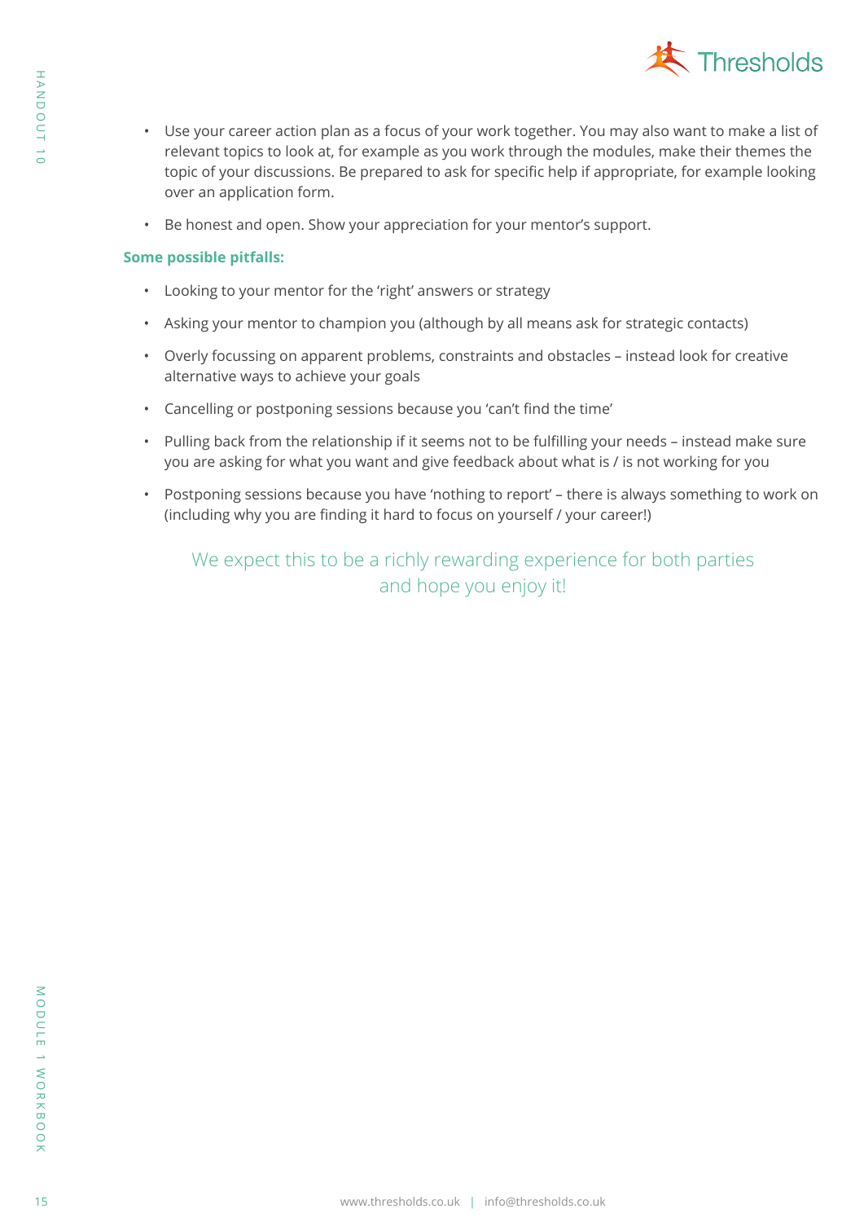- Use your career action plan as a focus of your work together. You may also want to make a list of relevant topics to look at, for example as you work through the modules, make their themes the topic of your discussions. Be prepared to ask for specific help if appropriate, for example looking over an application form.
- Be honest and open. Show your appreciation for your mentor's support.

**Some possible pitfalls:**

- Looking to your mentor for the 'right' answers or strategy
- Asking your mentor to champion you (although by all means ask for strategic contacts)
- Overly focussing on apparent problems, constraints and obstacles – instead look for creative alternative ways to achieve your goals
- Cancelling or postponing sessions because you 'can't find the time'
- Pulling back from the relationship if it seems not to be fulfilling your needs – instead make sure you are asking for what you want and give feedback about what is / is not working for you
- Postponing sessions because you have 'nothing to report' – there is always something to work on (including why you are finding it hard to focus on yourself / your career!)

We expect this to be a richly rewarding experience for both parties and hope you enjoy it!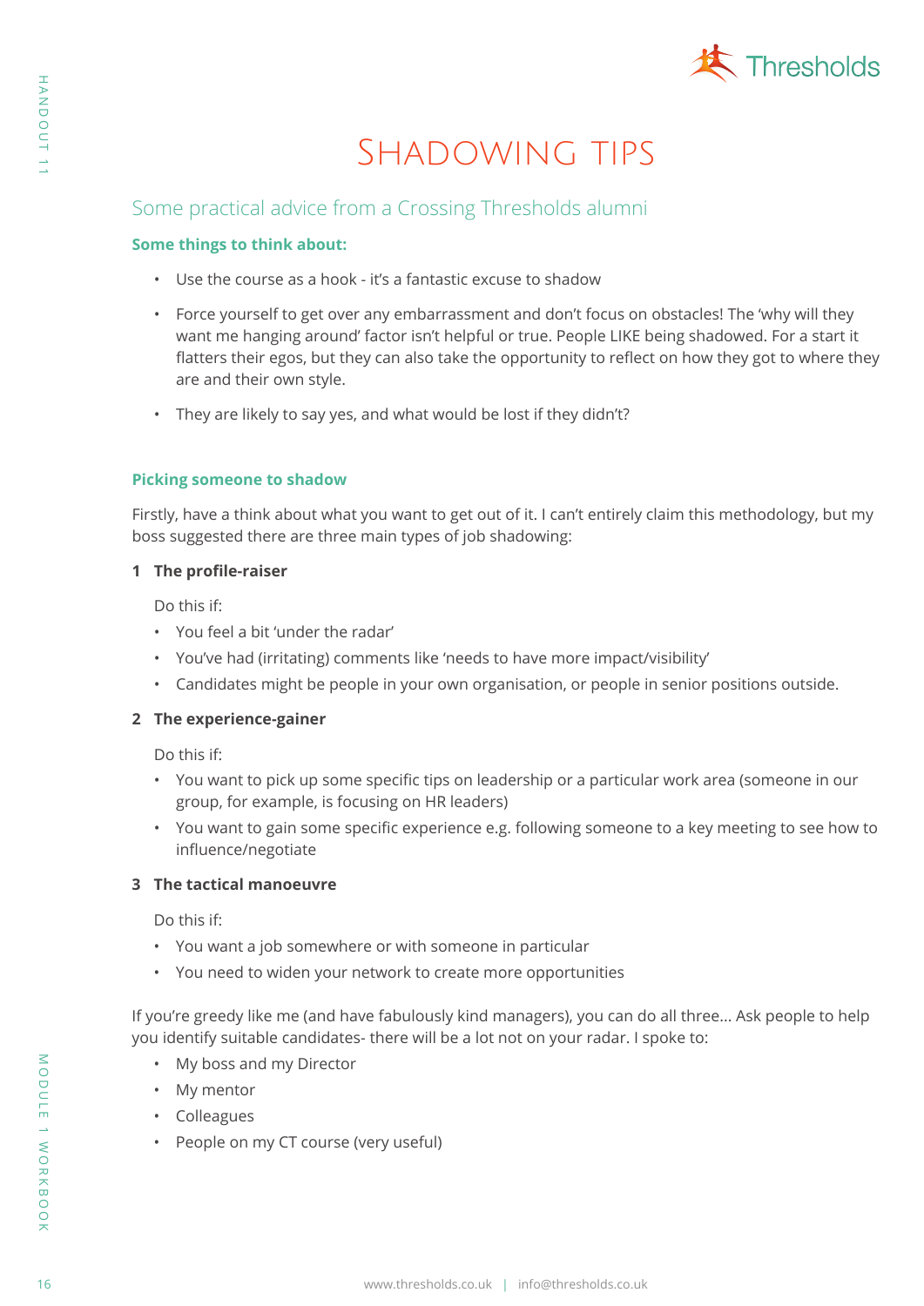# Shadowing tips

## Some practical advice from a Crossing Thresholds alumni

**Some things to think about:**

- Use the course as a hook - it's a fantastic excuse to shadow
- Force yourself to get over any embarrassment and don't focus on obstacles! The 'why will they want me hanging around' factor isn't helpful or true. People LIKE being shadowed. For a start it flatters their egos, but they can also take the opportunity to reflect on how they got to where they are and their own style.
- They are likely to say yes, and what would be lost if they didn't?

**Picking someone to shadow**

Firstly, have a think about what you want to get out of it. I can't entirely claim this methodology, but my boss suggested there are three main types of job shadowing:

**1 The profile-raiser**

Do this if:

- You feel a bit 'under the radar'
- You've had (irritating) comments like 'needs to have more impact/visibility'
- Candidates might be people in your own organisation, or people in senior positions outside.

**2 The experience-gainer**

Do this if:

- You want to pick up some specific tips on leadership or a particular work area (someone in our group, for example, is focusing on HR leaders)
- You want to gain some specific experience e.g. following someone to a key meeting to see how to influence/negotiate

**3 The tactical manoeuvre**

Do this if:

- You want a job somewhere or with someone in particular
- You need to widen your network to create more opportunities

If you're greedy like me (and have fabulously kind managers), you can do all three... Ask people to help you identify suitable candidates- there will be a lot not on your radar. I spoke to:

- My boss and my Director
- My mentor
- Colleagues
- People on my CT course (very useful)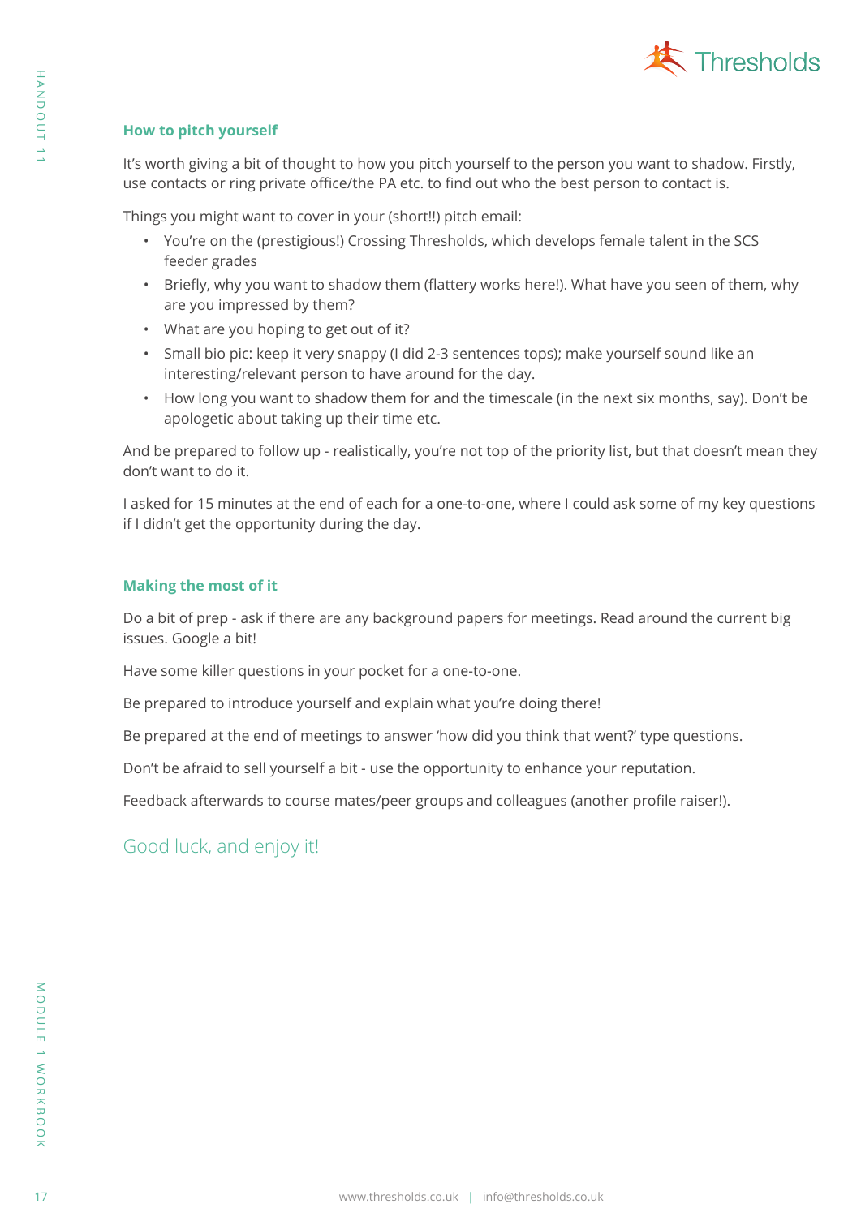### How to pitch yourself

It's worth giving a bit of thought to how you pitch yourself to the person you want to shadow. Firstly, use contacts or ring private office/the PA etc. to find out who the best person to contact is.

Things you might want to cover in your (short!!) pitch email:

- You're on the (prestigious!) Crossing Thresholds, which develops female talent in the SCS feeder grades
- Briefly, why you want to shadow them (flattery works here!). What have you seen of them, why are you impressed by them?
- What are you hoping to get out of it?
- Small bio pic: keep it very snappy (I did 2-3 sentences tops); make yourself sound like an interesting/relevant person to have around for the day.
- How long you want to shadow them for and the timescale (in the next six months, say). Don't be apologetic about taking up their time etc.

And be prepared to follow up - realistically, you're not top of the priority list, but that doesn't mean they don't want to do it.

I asked for 15 minutes at the end of each for a one-to-one, where I could ask some of my key questions if I didn't get the opportunity during the day.

### Making the most of it

Do a bit of prep - ask if there are any background papers for meetings. Read around the current big issues. Google a bit!

Have some killer questions in your pocket for a one-to-one.

Be prepared to introduce yourself and explain what you're doing there!

Be prepared at the end of meetings to answer 'how did you think that went?' type questions.

Don't be afraid to sell yourself a bit - use the opportunity to enhance your reputation.

Feedback afterwards to course mates/peer groups and colleagues (another profile raiser!).

## Good luck, and enjoy it!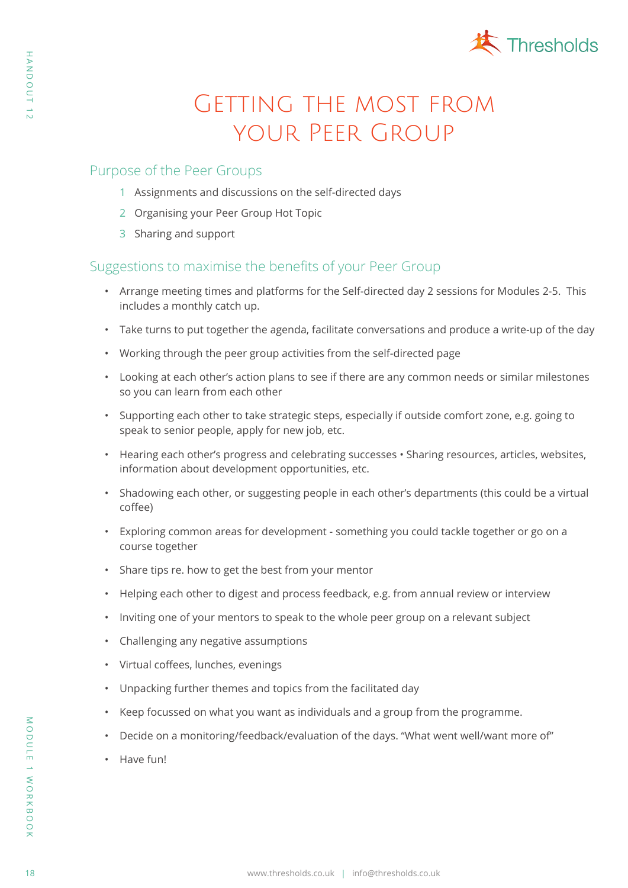# Getting the most from your Peer Group

## Purpose of the Peer Groups

1. Assignments and discussions on the self-directed days
2. Organising your Peer Group Hot Topic
3. Sharing and support

## Suggestions to maximise the benefits of your Peer Group

- Arrange meeting times and platforms for the Self-directed day 2 sessions for Modules 2-5. This includes a monthly catch up.
- Take turns to put together the agenda, facilitate conversations and produce a write-up of the day
- Working through the peer group activities from the self-directed page
- Looking at each other's action plans to see if there are any common needs or similar milestones so you can learn from each other
- Supporting each other to take strategic steps, especially if outside comfort zone, e.g. going to speak to senior people, apply for new job, etc.
- Hearing each other's progress and celebrating successes • Sharing resources, articles, websites, information about development opportunities, etc.
- Shadowing each other, or suggesting people in each other's departments (this could be a virtual coffee)
- Exploring common areas for development - something you could tackle together or go on a course together
- Share tips re. how to get the best from your mentor
- Helping each other to digest and process feedback, e.g. from annual review or interview
- Inviting one of your mentors to speak to the whole peer group on a relevant subject
- Challenging any negative assumptions
- Virtual coffees, lunches, evenings
- Unpacking further themes and topics from the facilitated day
- Keep focussed on what you want as individuals and a group from the programme.
- Decide on a monitoring/feedback/evaluation of the days. "What went well/want more of"
- Have fun!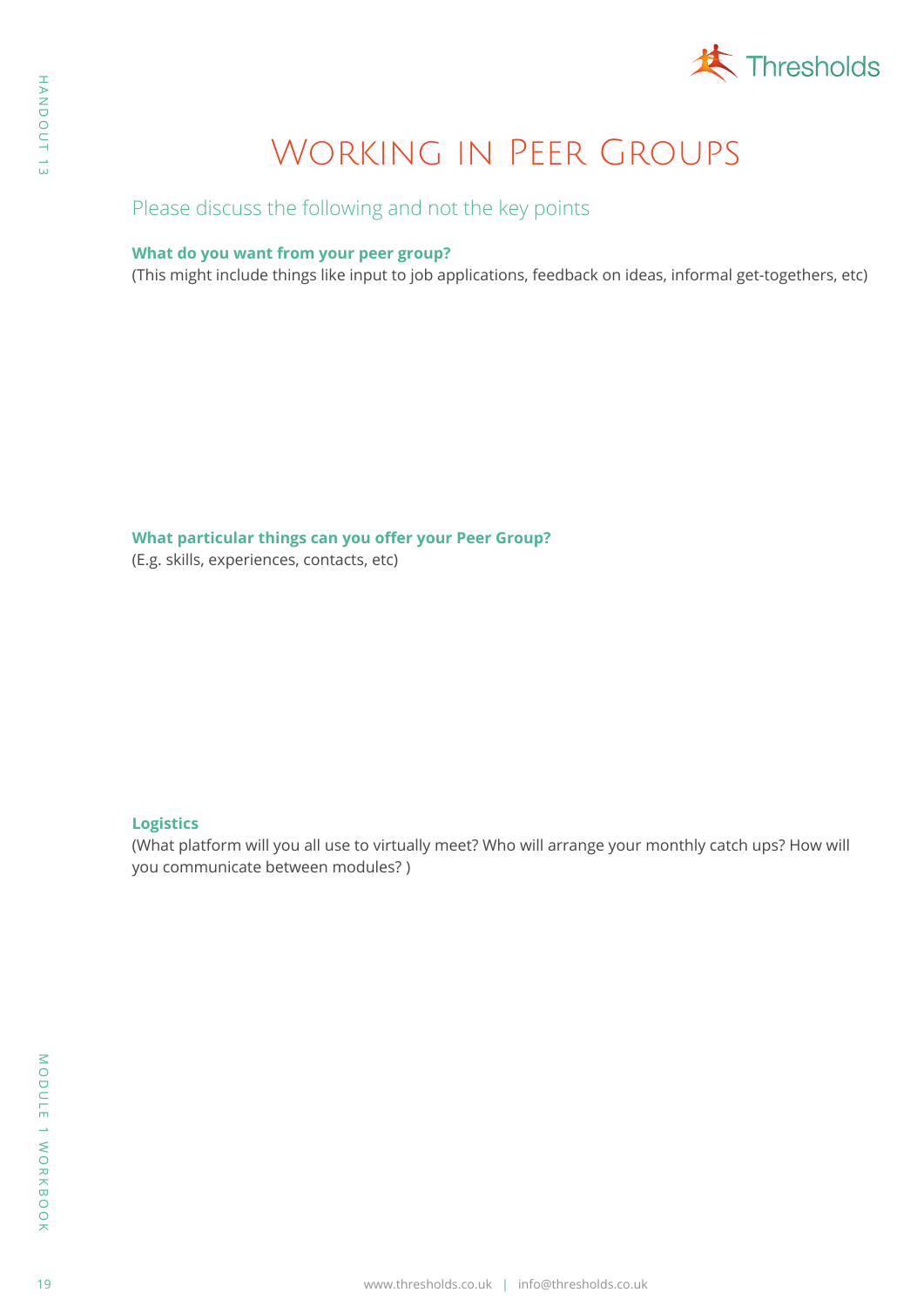# Working in Peer Groups

Please discuss the following and not the key points

**What do you want from your peer group?**
(This might include things like input to job applications, feedback on ideas, informal get-togethers, etc)

**What particular things can you offer your Peer Group?**
(E.g. skills, experiences, contacts, etc)

**Logistics**
(What platform will you all use to virtually meet? Who will arrange your monthly catch ups? How will you communicate between modules? )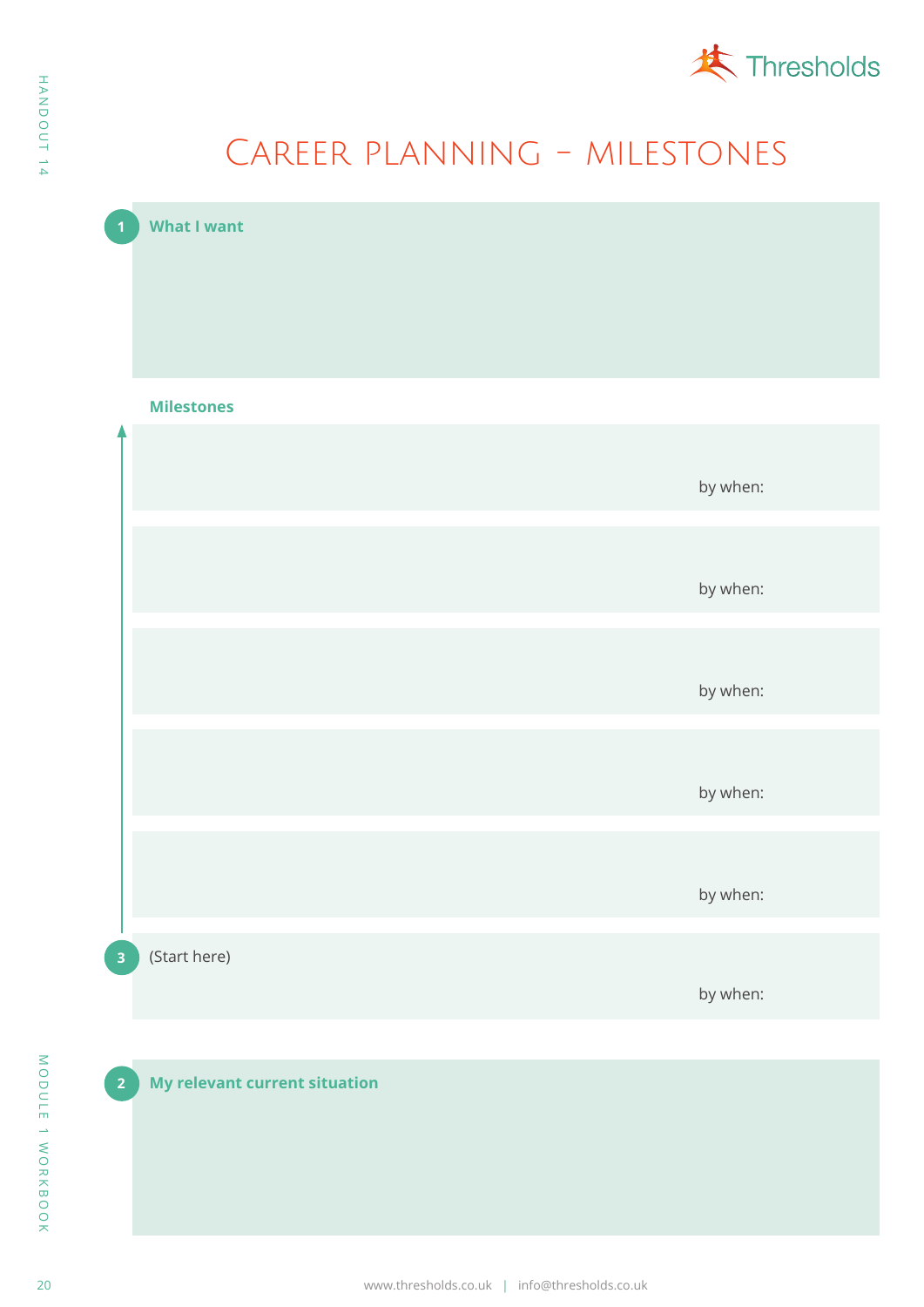# Career planning – milestones

**1** **What I want**

**Milestones**

by when:

by when:

by when:

by when:

by when:

**3** (Start here)

by when:

**2** **My relevant current situation**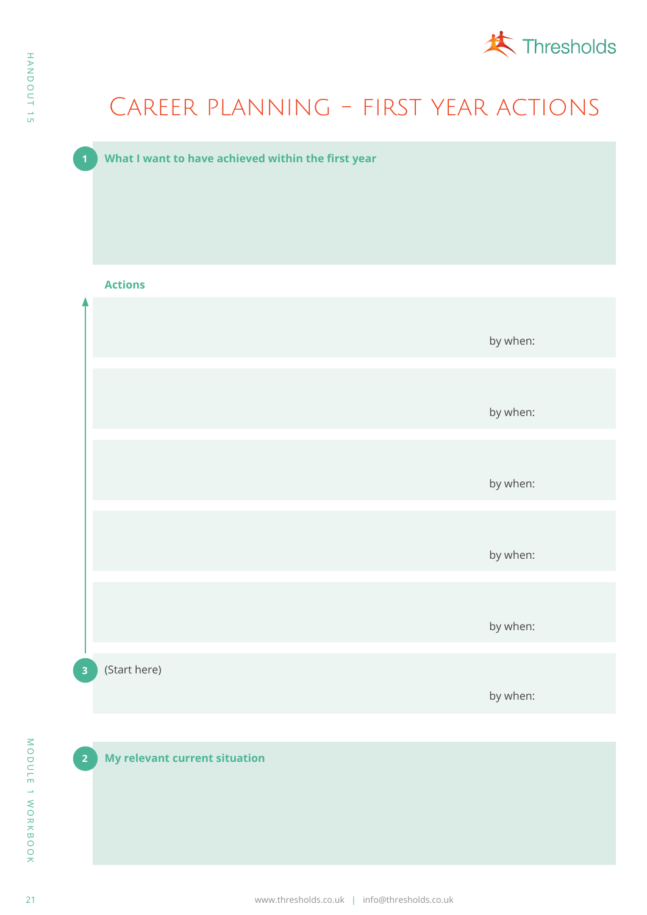# Career planning – first year actions

**1** **What I want to have achieved within the first year**

**Actions**

by when:

by when:

by when:

by when:

by when:

**3** (Start here)

by when:

**2** **My relevant current situation**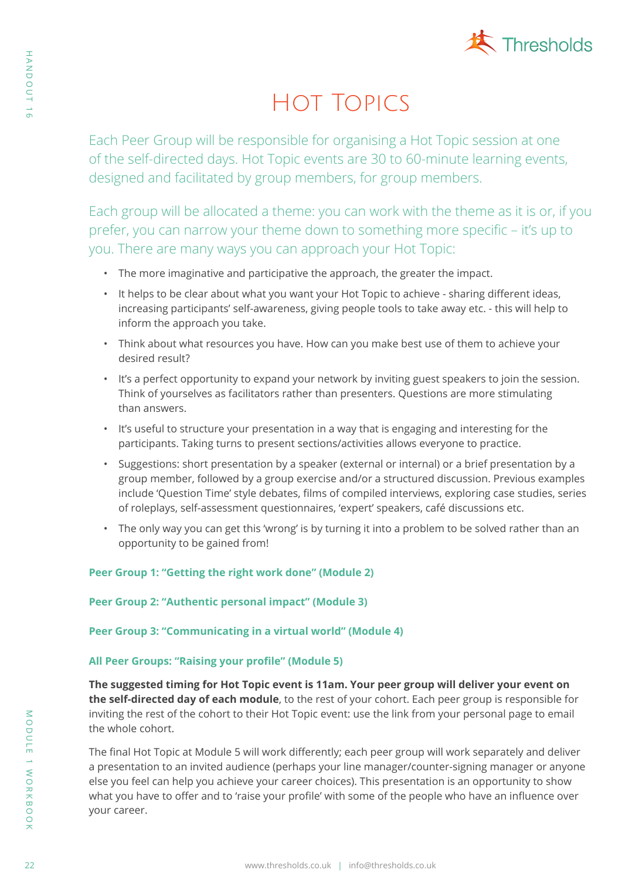# Hot Topics

Each Peer Group will be responsible for organising a Hot Topic session at one of the self-directed days. Hot Topic events are 30 to 60-minute learning events, designed and facilitated by group members, for group members.

Each group will be allocated a theme: you can work with the theme as it is or, if you prefer, you can narrow your theme down to something more specific – it's up to you. There are many ways you can approach your Hot Topic:

- The more imaginative and participative the approach, the greater the impact.
- It helps to be clear about what you want your Hot Topic to achieve - sharing different ideas, increasing participants' self-awareness, giving people tools to take away etc. - this will help to inform the approach you take.
- Think about what resources you have. How can you make best use of them to achieve your desired result?
- It's a perfect opportunity to expand your network by inviting guest speakers to join the session. Think of yourselves as facilitators rather than presenters. Questions are more stimulating than answers.
- It's useful to structure your presentation in a way that is engaging and interesting for the participants. Taking turns to present sections/activities allows everyone to practice.
- Suggestions: short presentation by a speaker (external or internal) or a brief presentation by a group member, followed by a group exercise and/or a structured discussion. Previous examples include 'Question Time' style debates, films of compiled interviews, exploring case studies, series of roleplays, self-assessment questionnaires, 'expert' speakers, café discussions etc.
- The only way you can get this 'wrong' is by turning it into a problem to be solved rather than an opportunity to be gained from!

**Peer Group 1: "Getting the right work done" (Module 2)**

**Peer Group 2: "Authentic personal impact" (Module 3)**

**Peer Group 3: "Communicating in a virtual world" (Module 4)**

**All Peer Groups: "Raising your profile" (Module 5)**

**The suggested timing for Hot Topic event is 11am. Your peer group will deliver your event on the self-directed day of each module**, to the rest of your cohort. Each peer group is responsible for inviting the rest of the cohort to their Hot Topic event: use the link from your personal page to email the whole cohort.

The final Hot Topic at Module 5 will work differently; each peer group will work separately and deliver a presentation to an invited audience (perhaps your line manager/counter-signing manager or anyone else you feel can help you achieve your career choices). This presentation is an opportunity to show what you have to offer and to 'raise your profile' with some of the people who have an influence over your career.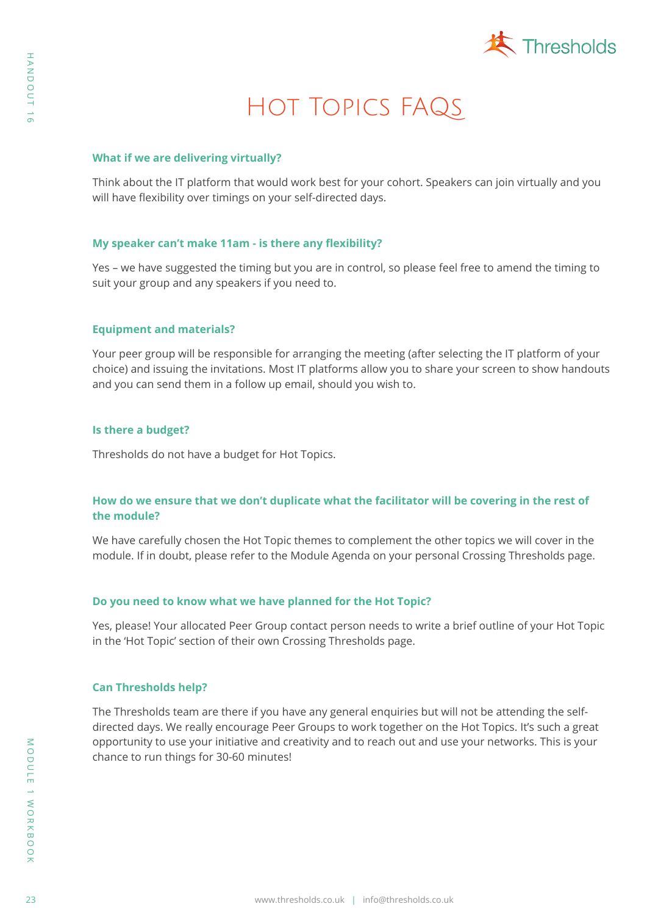# Hot Topics FAQs

### What if we are delivering virtually?

Think about the IT platform that would work best for your cohort. Speakers can join virtually and you will have flexibility over timings on your self-directed days.

### My speaker can't make 11am - is there any flexibility?

Yes – we have suggested the timing but you are in control, so please feel free to amend the timing to suit your group and any speakers if you need to.

### Equipment and materials?

Your peer group will be responsible for arranging the meeting (after selecting the IT platform of your choice) and issuing the invitations. Most IT platforms allow you to share your screen to show handouts and you can send them in a follow up email, should you wish to.

### Is there a budget?

Thresholds do not have a budget for Hot Topics.

### How do we ensure that we don't duplicate what the facilitator will be covering in the rest of the module?

We have carefully chosen the Hot Topic themes to complement the other topics we will cover in the module. If in doubt, please refer to the Module Agenda on your personal Crossing Thresholds page.

### Do you need to know what we have planned for the Hot Topic?

Yes, please! Your allocated Peer Group contact person needs to write a brief outline of your Hot Topic in the 'Hot Topic' section of their own Crossing Thresholds page.

### Can Thresholds help?

The Thresholds team are there if you have any general enquiries but will not be attending the self-directed days. We really encourage Peer Groups to work together on the Hot Topics. It's such a great opportunity to use your initiative and creativity and to reach out and use your networks. This is your chance to run things for 30-60 minutes!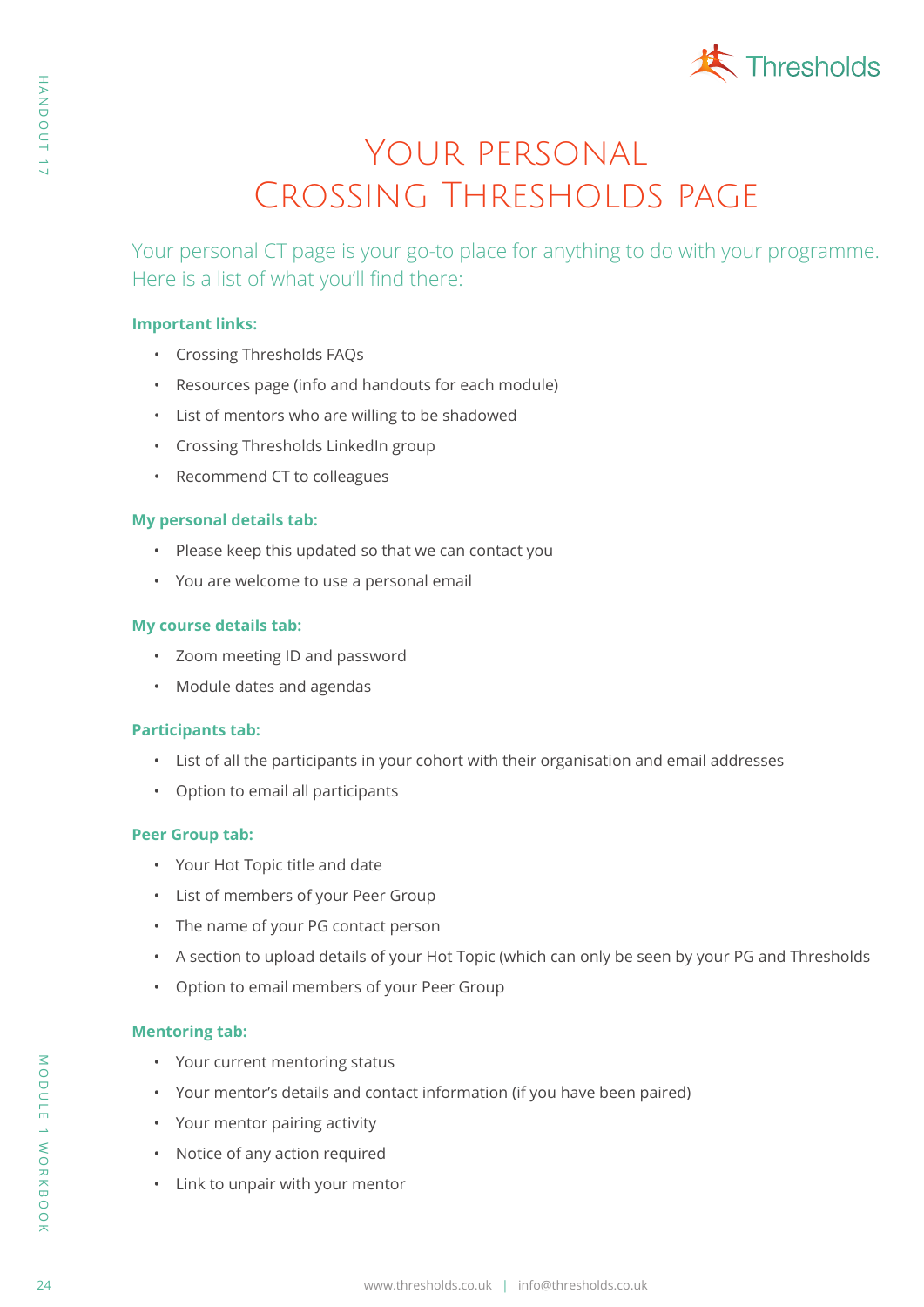# Your personal Crossing Thresholds page

Your personal CT page is your go-to place for anything to do with your programme. Here is a list of what you'll find there:

**Important links:**

- Crossing Thresholds FAQs
- Resources page (info and handouts for each module)
- List of mentors who are willing to be shadowed
- Crossing Thresholds LinkedIn group
- Recommend CT to colleagues

**My personal details tab:**

- Please keep this updated so that we can contact you
- You are welcome to use a personal email

**My course details tab:**

- Zoom meeting ID and password
- Module dates and agendas

**Participants tab:**

- List of all the participants in your cohort with their organisation and email addresses
- Option to email all participants

**Peer Group tab:**

- Your Hot Topic title and date
- List of members of your Peer Group
- The name of your PG contact person
- A section to upload details of your Hot Topic (which can only be seen by your PG and Thresholds
- Option to email members of your Peer Group

**Mentoring tab:**

- Your current mentoring status
- Your mentor's details and contact information (if you have been paired)
- Your mentor pairing activity
- Notice of any action required
- Link to unpair with your mentor